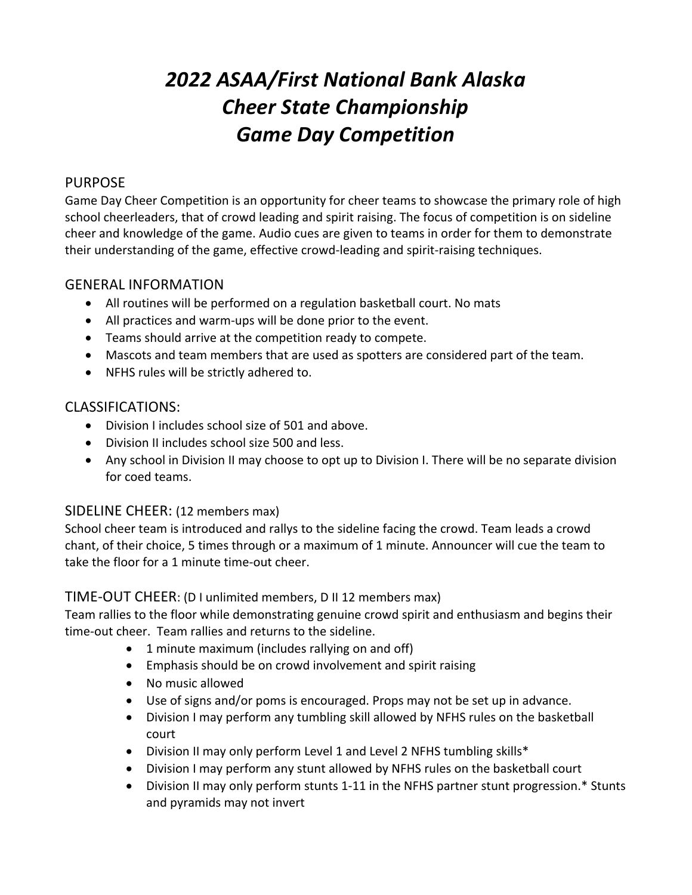#  *2022 ASAA/First National Bank Alaska Cheer State Championship Game Day Competition*

## PURPOSE

Game Day Cheer Competition is an opportunity for cheer teams to showcase the primary role of high school cheerleaders, that of crowd leading and spirit raising. The focus of competition is on sideline cheer and knowledge of the game. Audio cues are given to teams in order for them to demonstrate their understanding of the game, effective crowd-leading and spirit-raising techniques.

## GENERAL INFORMATION

- All routines will be performed on a regulation basketball court. No mats
- All practices and warm-ups will be done prior to the event.
- Teams should arrive at the competition ready to compete.
- Mascots and team members that are used as spotters are considered part of the team.
- NFHS rules will be strictly adhered to.

## CLASSIFICATIONS:

- Division I includes school size of 501 and above.
- Division II includes school size 500 and less.
- Any school in Division II may choose to opt up to Division I. There will be no separate division for coed teams.

## SIDELINE CHEER: (12 members max)

School cheer team is introduced and rallys to the sideline facing the crowd. Team leads a crowd chant, of their choice, 5 times through or a maximum of 1 minute. Announcer will cue the team to take the floor for a 1 minute time-out cheer.

## TIME-OUT CHEER: (D I unlimited members, D II 12 members max)

Team rallies to the floor while demonstrating genuine crowd spirit and enthusiasm and begins their time-out cheer. Team rallies and returns to the sideline.

- 1 minute maximum (includes rallying on and off)
- Emphasis should be on crowd involvement and spirit raising
- No music allowed
- Use of signs and/or poms is encouraged. Props may not be set up in advance.
- Division I may perform any tumbling skill allowed by NFHS rules on the basketball court
- Division II may only perform Level 1 and Level 2 NFHS tumbling skills*
- Division I may perform any stunt allowed by NFHS rules on the basketball court
- Division II may only perform stunts 1-11 in the NFHS partner stunt progression.* Stunts and pyramids may not invert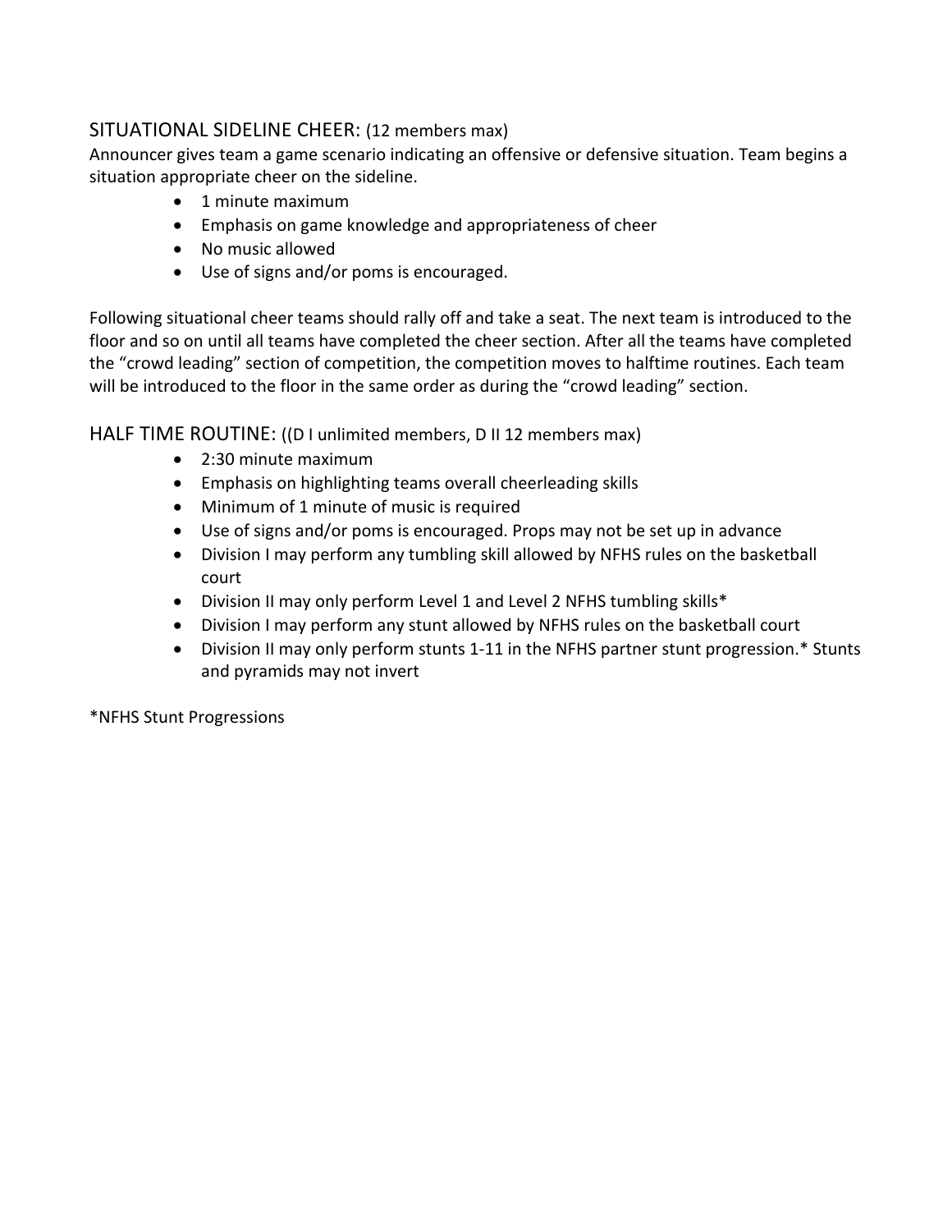## SITUATIONAL SIDELINE CHEER: (12 members max)

Announcer gives team a game scenario indicating an offensive or defensive situation. Team begins a situation appropriate cheer on the sideline.

- 1 minute maximum
- Emphasis on game knowledge and appropriateness of cheer
- No music allowed
- Use of signs and/or poms is encouraged.

Following situational cheer teams should rally off and take a seat. The next team is introduced to the floor and so on until all teams have completed the cheer section. After all the teams have completed the "crowd leading" section of competition, the competition moves to halftime routines. Each team will be introduced to the floor in the same order as during the "crowd leading" section.

## HALF TIME ROUTINE: ((D I unlimited members, D II 12 members max)

- 2:30 minute maximum
- Emphasis on highlighting teams overall cheerleading skills
- Minimum of 1 minute of music is required
- Use of signs and/or poms is encouraged. Props may not be set up in advance
- Division I may perform any tumbling skill allowed by NFHS rules on the basketball court
- Division II may only perform Level 1 and Level 2 NFHS tumbling skills*
- Division I may perform any stunt allowed by NFHS rules on the basketball court
- Division II may only perform stunts 1-11 in the NFHS partner stunt progression.* Stunts and pyramids may not invert

*NFHS Stunt Progressions